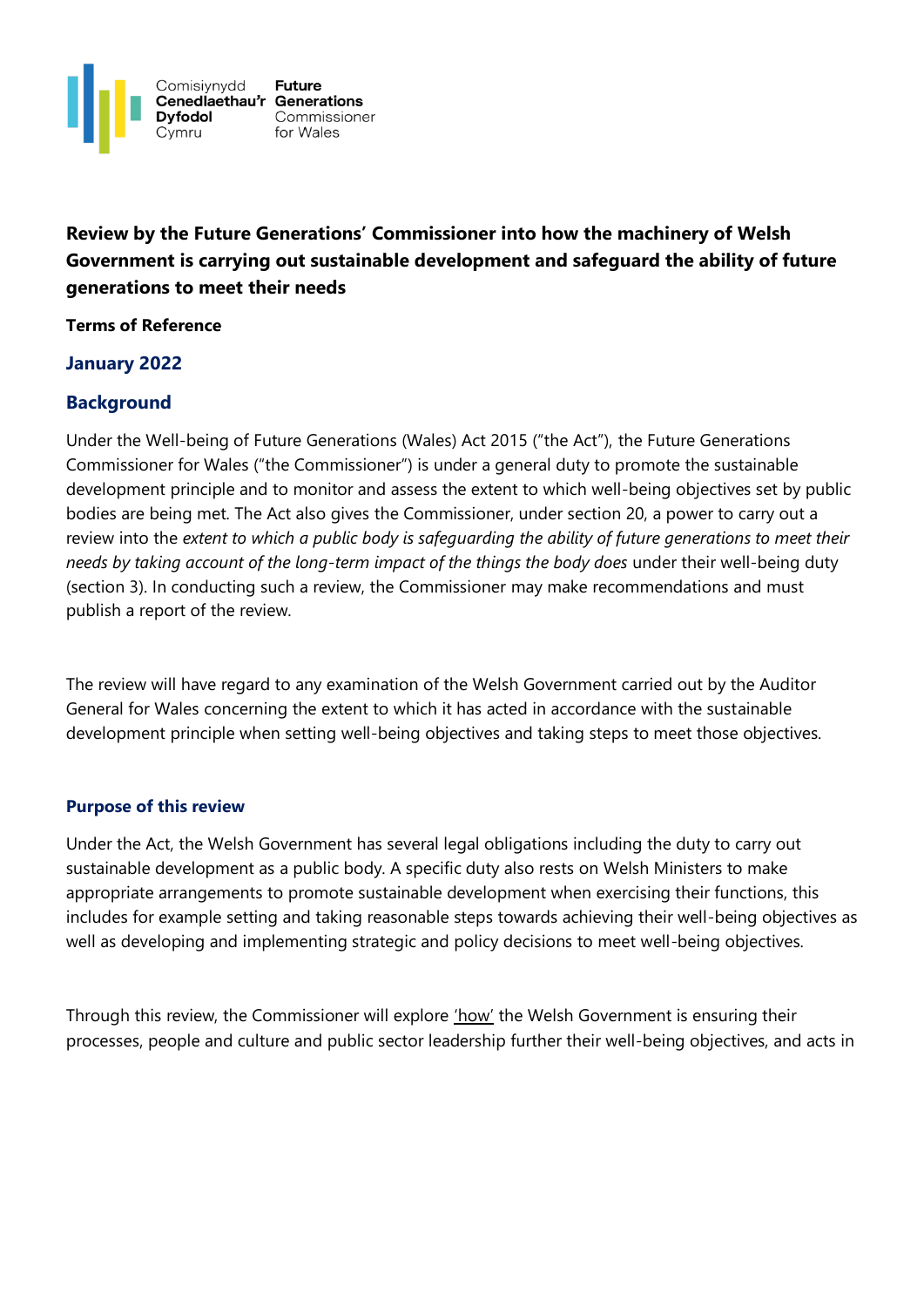Comisiynydd Cenedlaethau'r Dyfodol Cymru | Future Generations Commissioner for Wales

**Review by the Future Generations' Commissioner into how the machinery of Welsh Government is carrying out sustainable development and safeguard the ability of future generations to meet their needs**

**Terms of Reference**

## January 2022

## Background

Under the Well-being of Future Generations (Wales) Act 2015 ("the Act"), the Future Generations Commissioner for Wales ("the Commissioner") is under a general duty to promote the sustainable development principle and to monitor and assess the extent to which well-being objectives set by public bodies are being met. The Act also gives the Commissioner, under section 20, a power to carry out a review into the *extent to which a public body is safeguarding the ability of future generations to meet their needs by taking account of the long-term impact of the things the body does* under their well-being duty (section 3). In conducting such a review, the Commissioner may make recommendations and must publish a report of the review.

The review will have regard to any examination of the Welsh Government carried out by the Auditor General for Wales concerning the extent to which it has acted in accordance with the sustainable development principle when setting well-being objectives and taking steps to meet those objectives.

### Purpose of this review

Under the Act, the Welsh Government has several legal obligations including the duty to carry out sustainable development as a public body. A specific duty also rests on Welsh Ministers to make appropriate arrangements to promote sustainable development when exercising their functions, this includes for example setting and taking reasonable steps towards achieving their well-being objectives as well as developing and implementing strategic and policy decisions to meet well-being objectives.

Through this review, the Commissioner will explore <u>'how'</u> the Welsh Government is ensuring their processes, people and culture and public sector leadership further their well-being objectives, and acts in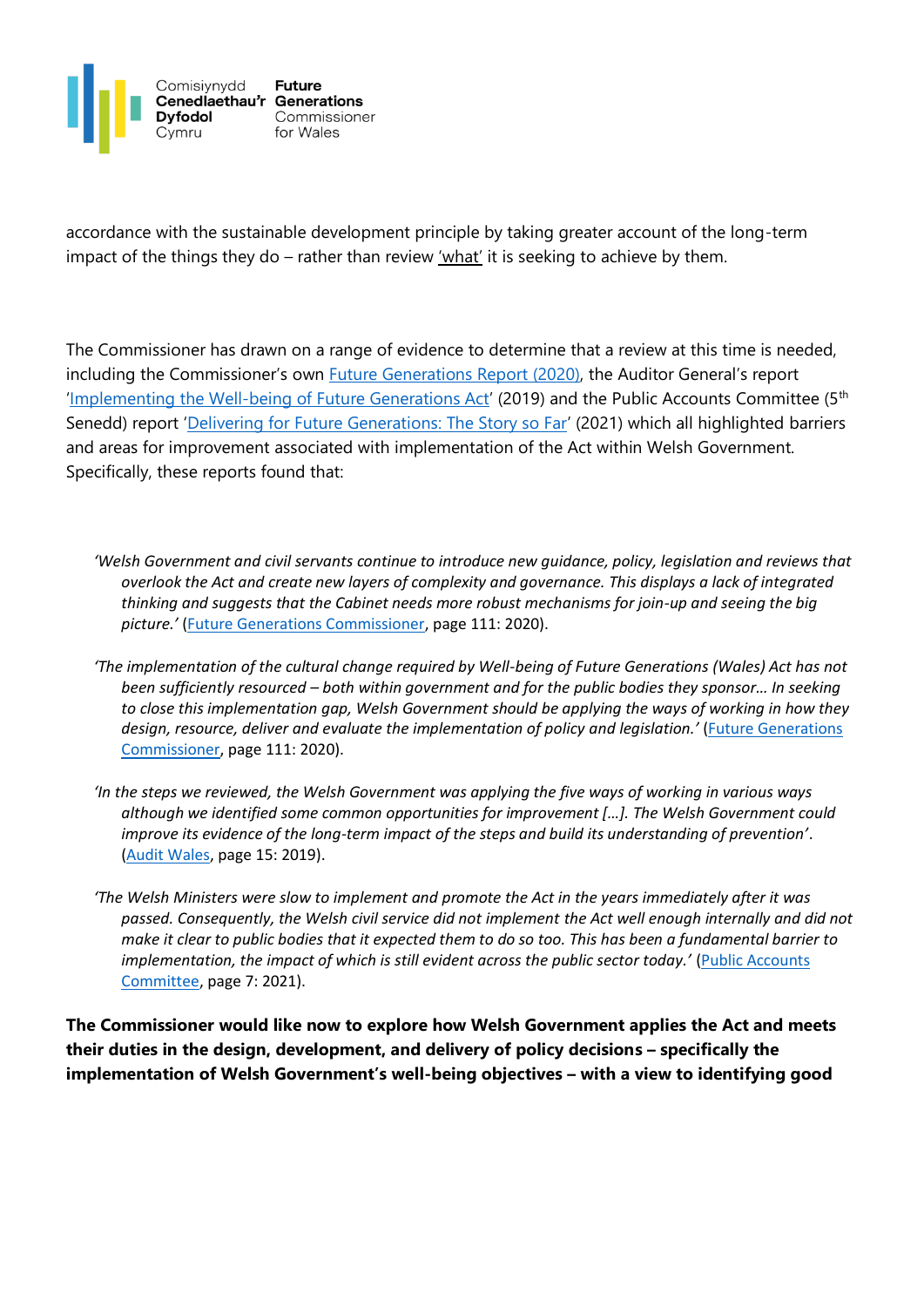accordance with the sustainable development principle by taking greater account of the long-term impact of the things they do – rather than review 'what' it is seeking to achieve by them.

The Commissioner has drawn on a range of evidence to determine that a review at this time is needed, including the Commissioner's own Future Generations Report (2020), the Auditor General's report 'Implementing the Well-being of Future Generations Act' (2019) and the Public Accounts Committee (5th Senedd) report 'Delivering for Future Generations: The Story so Far' (2021) which all highlighted barriers and areas for improvement associated with implementation of the Act within Welsh Government. Specifically, these reports found that:

> *'Welsh Government and civil servants continue to introduce new guidance, policy, legislation and reviews that overlook the Act and create new layers of complexity and governance. This displays a lack of integrated thinking and suggests that the Cabinet needs more robust mechanisms for join-up and seeing the big picture.'* (Future Generations Commissioner, page 111: 2020).

> *'The implementation of the cultural change required by Well-being of Future Generations (Wales) Act has not been sufficiently resourced – both within government and for the public bodies they sponsor… In seeking to close this implementation gap, Welsh Government should be applying the ways of working in how they design, resource, deliver and evaluate the implementation of policy and legislation.'* (Future Generations Commissioner, page 111: 2020).

> *'In the steps we reviewed, the Welsh Government was applying the five ways of working in various ways although we identified some common opportunities for improvement […]. The Welsh Government could improve its evidence of the long-term impact of the steps and build its understanding of prevention'*. (Audit Wales, page 15: 2019).

> *'The Welsh Ministers were slow to implement and promote the Act in the years immediately after it was passed. Consequently, the Welsh civil service did not implement the Act well enough internally and did not make it clear to public bodies that it expected them to do so too. This has been a fundamental barrier to implementation, the impact of which is still evident across the public sector today.'* (Public Accounts Committee, page 7: 2021).

**The Commissioner would like now to explore how Welsh Government applies the Act and meets their duties in the design, development, and delivery of policy decisions – specifically the implementation of Welsh Government's well-being objectives – with a view to identifying good**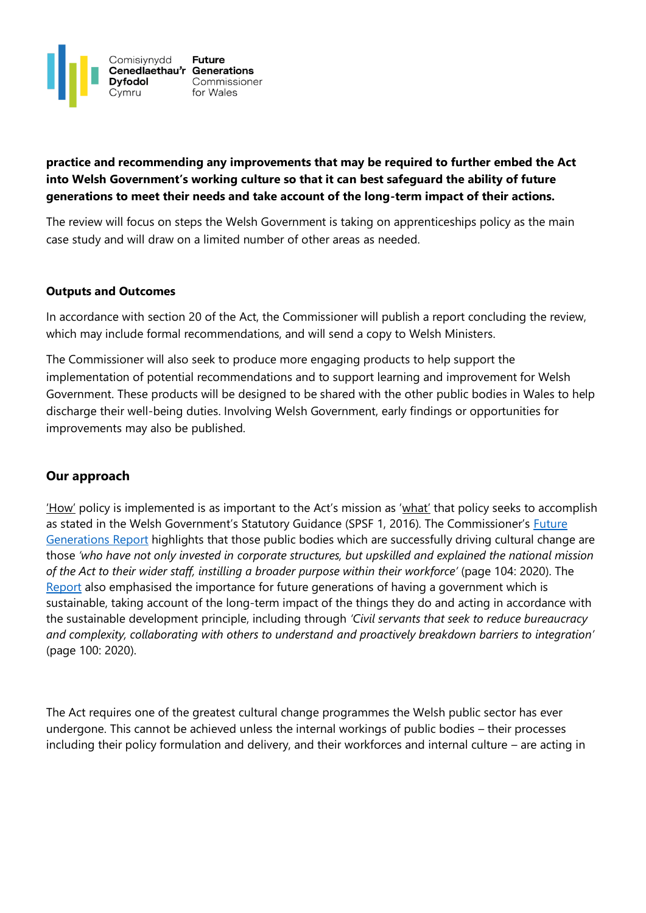**practice and recommending any improvements that may be required to further embed the Act into Welsh Government's working culture so that it can best safeguard the ability of future generations to meet their needs and take account of the long-term impact of their actions.**

The review will focus on steps the Welsh Government is taking on apprenticeships policy as the main case study and will draw on a limited number of other areas as needed.

**Outputs and Outcomes**

In accordance with section 20 of the Act, the Commissioner will publish a report concluding the review, which may include formal recommendations, and will send a copy to Welsh Ministers.

The Commissioner will also seek to produce more engaging products to help support the implementation of potential recommendations and to support learning and improvement for Welsh Government. These products will be designed to be shared with the other public bodies in Wales to help discharge their well-being duties. Involving Welsh Government, early findings or opportunities for improvements may also be published.

## Our approach

'How' policy is implemented is as important to the Act's mission as 'what' that policy seeks to accomplish as stated in the Welsh Government's Statutory Guidance (SPSF 1, 2016). The Commissioner's Future Generations Report highlights that those public bodies which are successfully driving cultural change are those *'who have not only invested in corporate structures, but upskilled and explained the national mission of the Act to their wider staff, instilling a broader purpose within their workforce'* (page 104: 2020). The Report also emphasised the importance for future generations of having a government which is sustainable, taking account of the long-term impact of the things they do and acting in accordance with the sustainable development principle, including through *'Civil servants that seek to reduce bureaucracy and complexity, collaborating with others to understand and proactively breakdown barriers to integration'* (page 100: 2020).

The Act requires one of the greatest cultural change programmes the Welsh public sector has ever undergone. This cannot be achieved unless the internal workings of public bodies – their processes including their policy formulation and delivery, and their workforces and internal culture – are acting in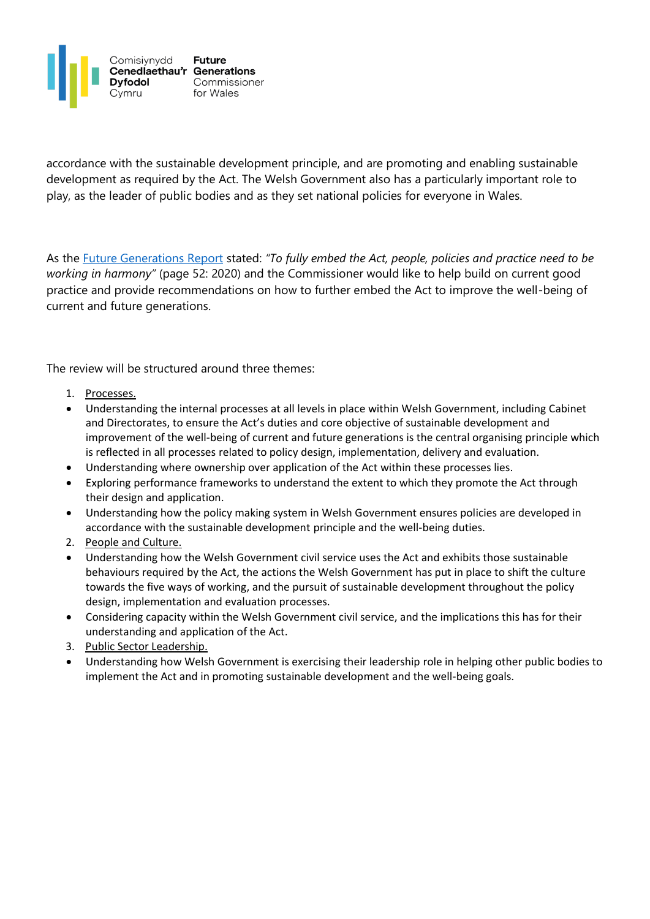accordance with the sustainable development principle, and are promoting and enabling sustainable development as required by the Act. The Welsh Government also has a particularly important role to play, as the leader of public bodies and as they set national policies for everyone in Wales.

As the Future Generations Report stated: *"To fully embed the Act, people, policies and practice need to be working in harmony"* (page 52: 2020) and the Commissioner would like to help build on current good practice and provide recommendations on how to further embed the Act to improve the well-being of current and future generations.

The review will be structured around three themes:

1. Processes.
- Understanding the internal processes at all levels in place within Welsh Government, including Cabinet and Directorates, to ensure the Act's duties and core objective of sustainable development and improvement of the well-being of current and future generations is the central organising principle which is reflected in all processes related to policy design, implementation, delivery and evaluation.
- Understanding where ownership over application of the Act within these processes lies.
- Exploring performance frameworks to understand the extent to which they promote the Act through their design and application.
- Understanding how the policy making system in Welsh Government ensures policies are developed in accordance with the sustainable development principle and the well-being duties.

2. People and Culture.
- Understanding how the Welsh Government civil service uses the Act and exhibits those sustainable behaviours required by the Act, the actions the Welsh Government has put in place to shift the culture towards the five ways of working, and the pursuit of sustainable development throughout the policy design, implementation and evaluation processes.
- Considering capacity within the Welsh Government civil service, and the implications this has for their understanding and application of the Act.

3. Public Sector Leadership.
- Understanding how Welsh Government is exercising their leadership role in helping other public bodies to implement the Act and in promoting sustainable development and the well-being goals.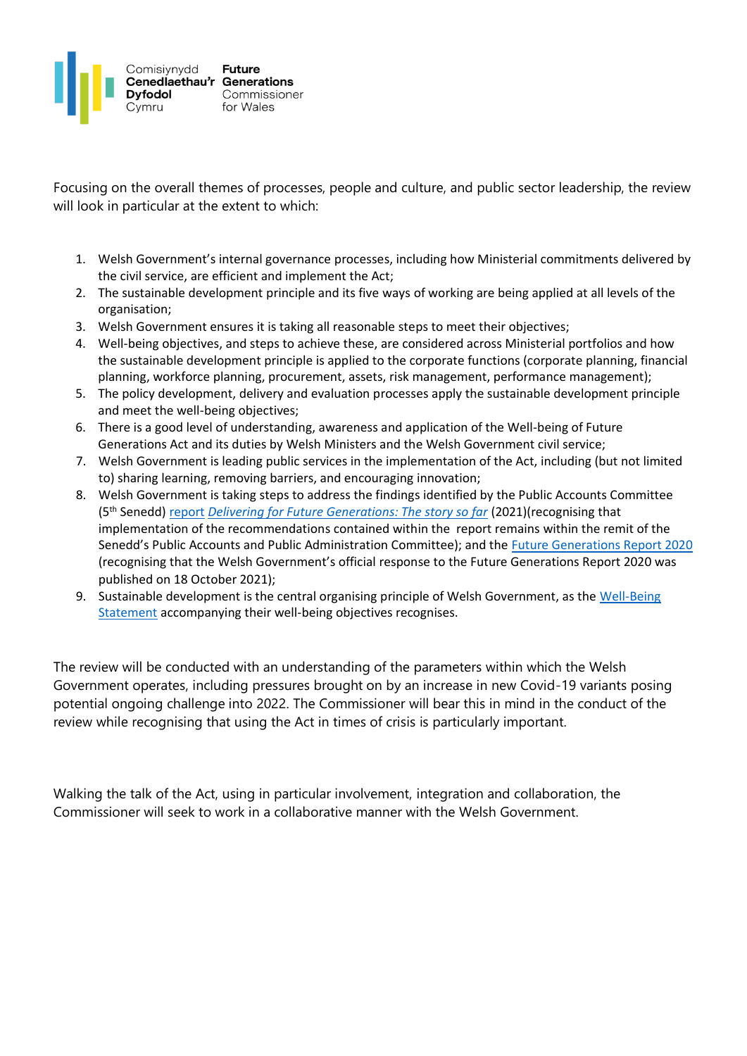Focusing on the overall themes of processes, people and culture, and public sector leadership, the review will look in particular at the extent to which:

1. Welsh Government's internal governance processes, including how Ministerial commitments delivered by the civil service, are efficient and implement the Act;
2. The sustainable development principle and its five ways of working are being applied at all levels of the organisation;
3. Welsh Government ensures it is taking all reasonable steps to meet their objectives;
4. Well-being objectives, and steps to achieve these, are considered across Ministerial portfolios and how the sustainable development principle is applied to the corporate functions (corporate planning, financial planning, workforce planning, procurement, assets, risk management, performance management);
5. The policy development, delivery and evaluation processes apply the sustainable development principle and meet the well-being objectives;
6. There is a good level of understanding, awareness and application of the Well-being of Future Generations Act and its duties by Welsh Ministers and the Welsh Government civil service;
7. Welsh Government is leading public services in the implementation of the Act, including (but not limited to) sharing learning, removing barriers, and encouraging innovation;
8. Welsh Government is taking steps to address the findings identified by the Public Accounts Committee (5th Senedd) report *Delivering for Future Generations: The story so far* (2021)(recognising that implementation of the recommendations contained within the report remains within the remit of the Senedd's Public Accounts and Public Administration Committee); and the Future Generations Report 2020 (recognising that the Welsh Government's official response to the Future Generations Report 2020 was published on 18 October 2021);
9. Sustainable development is the central organising principle of Welsh Government, as the Well-Being Statement accompanying their well-being objectives recognises.

The review will be conducted with an understanding of the parameters within which the Welsh Government operates, including pressures brought on by an increase in new Covid-19 variants posing potential ongoing challenge into 2022. The Commissioner will bear this in mind in the conduct of the review while recognising that using the Act in times of crisis is particularly important.

Walking the talk of the Act, using in particular involvement, integration and collaboration, the Commissioner will seek to work in a collaborative manner with the Welsh Government.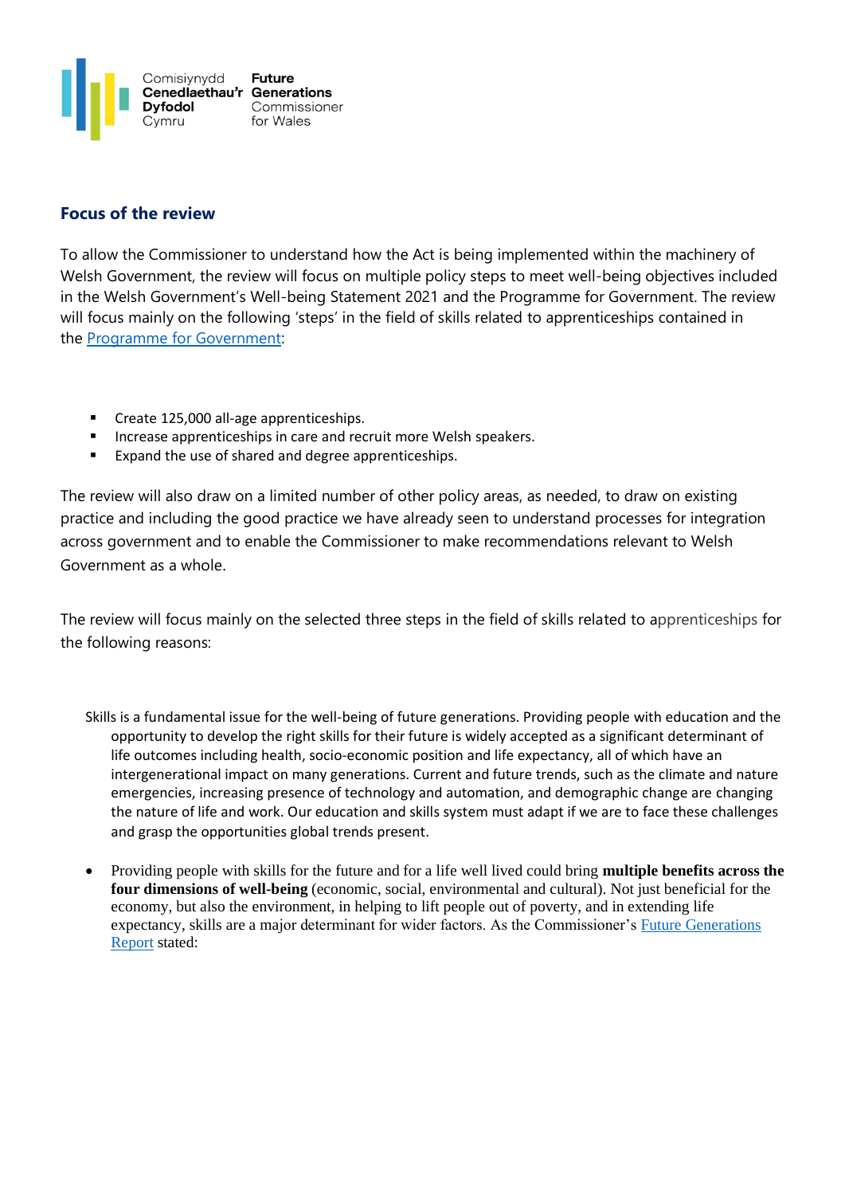## Focus of the review

To allow the Commissioner to understand how the Act is being implemented within the machinery of Welsh Government, the review will focus on multiple policy steps to meet well-being objectives included in the Welsh Government's Well-being Statement 2021 and the Programme for Government. The review will focus mainly on the following 'steps' in the field of skills related to apprenticeships contained in the [Programme for Government](#):

- Create 125,000 all-age apprenticeships.
- Increase apprenticeships in care and recruit more Welsh speakers.
- Expand the use of shared and degree apprenticeships.

The review will also draw on a limited number of other policy areas, as needed, to draw on existing practice and including the good practice we have already seen to understand processes for integration across government and to enable the Commissioner to make recommendations relevant to Welsh Government as a whole.

The review will focus mainly on the selected three steps in the field of skills related to apprenticeships for the following reasons:

Skills is a fundamental issue for the well-being of future generations. Providing people with education and the opportunity to develop the right skills for their future is widely accepted as a significant determinant of life outcomes including health, socio-economic position and life expectancy, all of which have an intergenerational impact on many generations. Current and future trends, such as the climate and nature emergencies, increasing presence of technology and automation, and demographic change are changing the nature of life and work. Our education and skills system must adapt if we are to face these challenges and grasp the opportunities global trends present.

- Providing people with skills for the future and for a life well lived could bring **multiple benefits across the four dimensions of well-being** (economic, social, environmental and cultural). Not just beneficial for the economy, but also the environment, in helping to lift people out of poverty, and in extending life expectancy, skills are a major determinant for wider factors. As the Commissioner's [Future Generations Report](#) stated: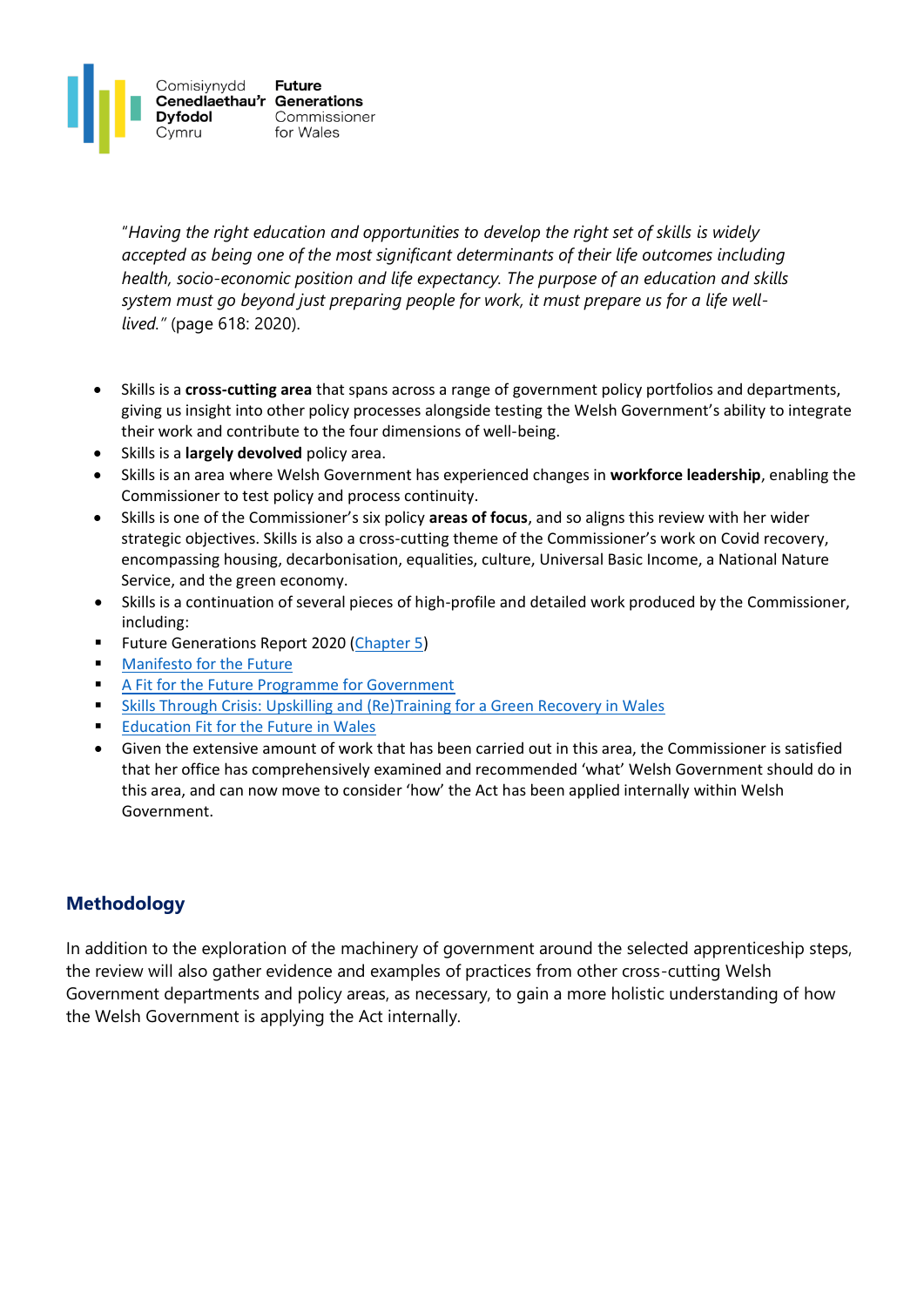"*Having the right education and opportunities to develop the right set of skills is widely accepted as being one of the most significant determinants of their life outcomes including health, socio-economic position and life expectancy. The purpose of an education and skills system must go beyond just preparing people for work, it must prepare us for a life well-lived."* (page 618: 2020).

- Skills is a **cross-cutting area** that spans across a range of government policy portfolios and departments, giving us insight into other policy processes alongside testing the Welsh Government's ability to integrate their work and contribute to the four dimensions of well-being.
- Skills is a **largely devolved** policy area.
- Skills is an area where Welsh Government has experienced changes in **workforce leadership**, enabling the Commissioner to test policy and process continuity.
- Skills is one of the Commissioner's six policy **areas of focus**, and so aligns this review with her wider strategic objectives. Skills is also a cross-cutting theme of the Commissioner's work on Covid recovery, encompassing housing, decarbonisation, equalities, culture, Universal Basic Income, a National Nature Service, and the green economy.
- Skills is a continuation of several pieces of high-profile and detailed work produced by the Commissioner, including:
  - Future Generations Report 2020 (Chapter 5)
  - Manifesto for the Future
  - A Fit for the Future Programme for Government
  - Skills Through Crisis: Upskilling and (Re)Training for a Green Recovery in Wales
  - Education Fit for the Future in Wales
- Given the extensive amount of work that has been carried out in this area, the Commissioner is satisfied that her office has comprehensively examined and recommended 'what' Welsh Government should do in this area, and can now move to consider 'how' the Act has been applied internally within Welsh Government.

## Methodology

In addition to the exploration of the machinery of government around the selected apprenticeship steps, the review will also gather evidence and examples of practices from other cross-cutting Welsh Government departments and policy areas, as necessary, to gain a more holistic understanding of how the Welsh Government is applying the Act internally.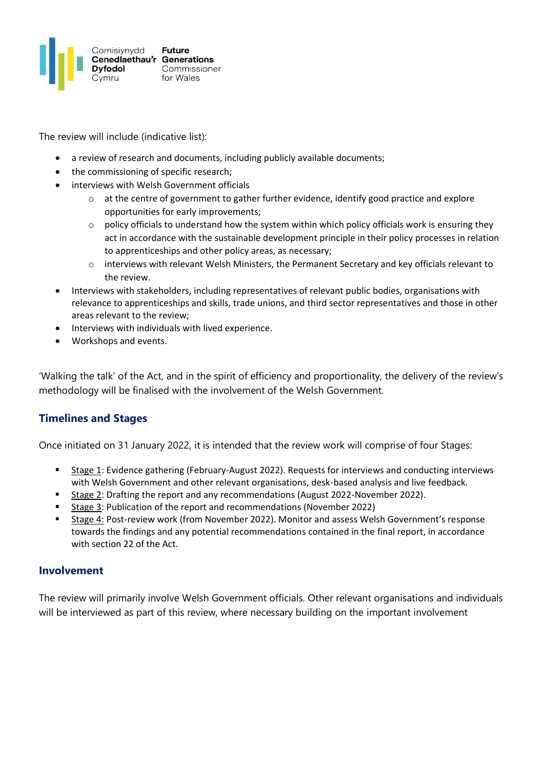The review will include (indicative list):

- a review of research and documents, including publicly available documents;
- the commissioning of specific research;
- interviews with Welsh Government officials
  - at the centre of government to gather further evidence, identify good practice and explore opportunities for early improvements;
  - policy officials to understand how the system within which policy officials work is ensuring they act in accordance with the sustainable development principle in their policy processes in relation to apprenticeships and other policy areas, as necessary;
  - interviews with relevant Welsh Ministers, the Permanent Secretary and key officials relevant to the review.
- Interviews with stakeholders, including representatives of relevant public bodies, organisations with relevance to apprenticeships and skills, trade unions, and third sector representatives and those in other areas relevant to the review;
- Interviews with individuals with lived experience.
- Workshops and events.

'Walking the talk' of the Act, and in the spirit of efficiency and proportionality, the delivery of the review's methodology will be finalised with the involvement of the Welsh Government.

## Timelines and Stages

Once initiated on 31 January 2022, it is intended that the review work will comprise of four Stages:

- Stage 1: Evidence gathering (February-August 2022). Requests for interviews and conducting interviews with Welsh Government and other relevant organisations, desk-based analysis and live feedback.
- Stage 2: Drafting the report and any recommendations (August 2022-November 2022).
- Stage 3: Publication of the report and recommendations (November 2022)
- Stage 4: Post-review work (from November 2022). Monitor and assess Welsh Government's response towards the findings and any potential recommendations contained in the final report, in accordance with section 22 of the Act.

## Involvement

The review will primarily involve Welsh Government officials. Other relevant organisations and individuals will be interviewed as part of this review, where necessary building on the important involvement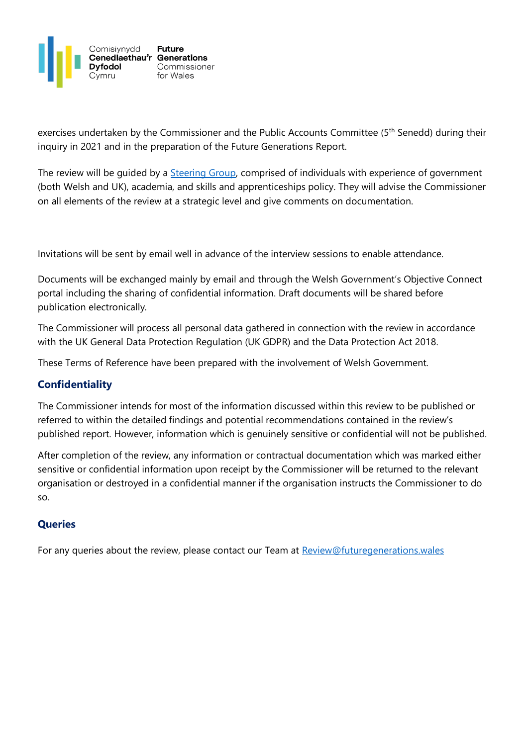exercises undertaken by the Commissioner and the Public Accounts Committee (5th Senedd) during their inquiry in 2021 and in the preparation of the Future Generations Report.

The review will be guided by a [Steering Group](), comprised of individuals with experience of government (both Welsh and UK), academia, and skills and apprenticeships policy. They will advise the Commissioner on all elements of the review at a strategic level and give comments on documentation.

Invitations will be sent by email well in advance of the interview sessions to enable attendance.

Documents will be exchanged mainly by email and through the Welsh Government's Objective Connect portal including the sharing of confidential information. Draft documents will be shared before publication electronically.

The Commissioner will process all personal data gathered in connection with the review in accordance with the UK General Data Protection Regulation (UK GDPR) and the Data Protection Act 2018.

These Terms of Reference have been prepared with the involvement of Welsh Government.

## Confidentiality

The Commissioner intends for most of the information discussed within this review to be published or referred to within the detailed findings and potential recommendations contained in the review's published report. However, information which is genuinely sensitive or confidential will not be published.

After completion of the review, any information or contractual documentation which was marked either sensitive or confidential information upon receipt by the Commissioner will be returned to the relevant organisation or destroyed in a confidential manner if the organisation instructs the Commissioner to do so.

## Queries

For any queries about the review, please contact our Team at Review@futuregenerations.wales